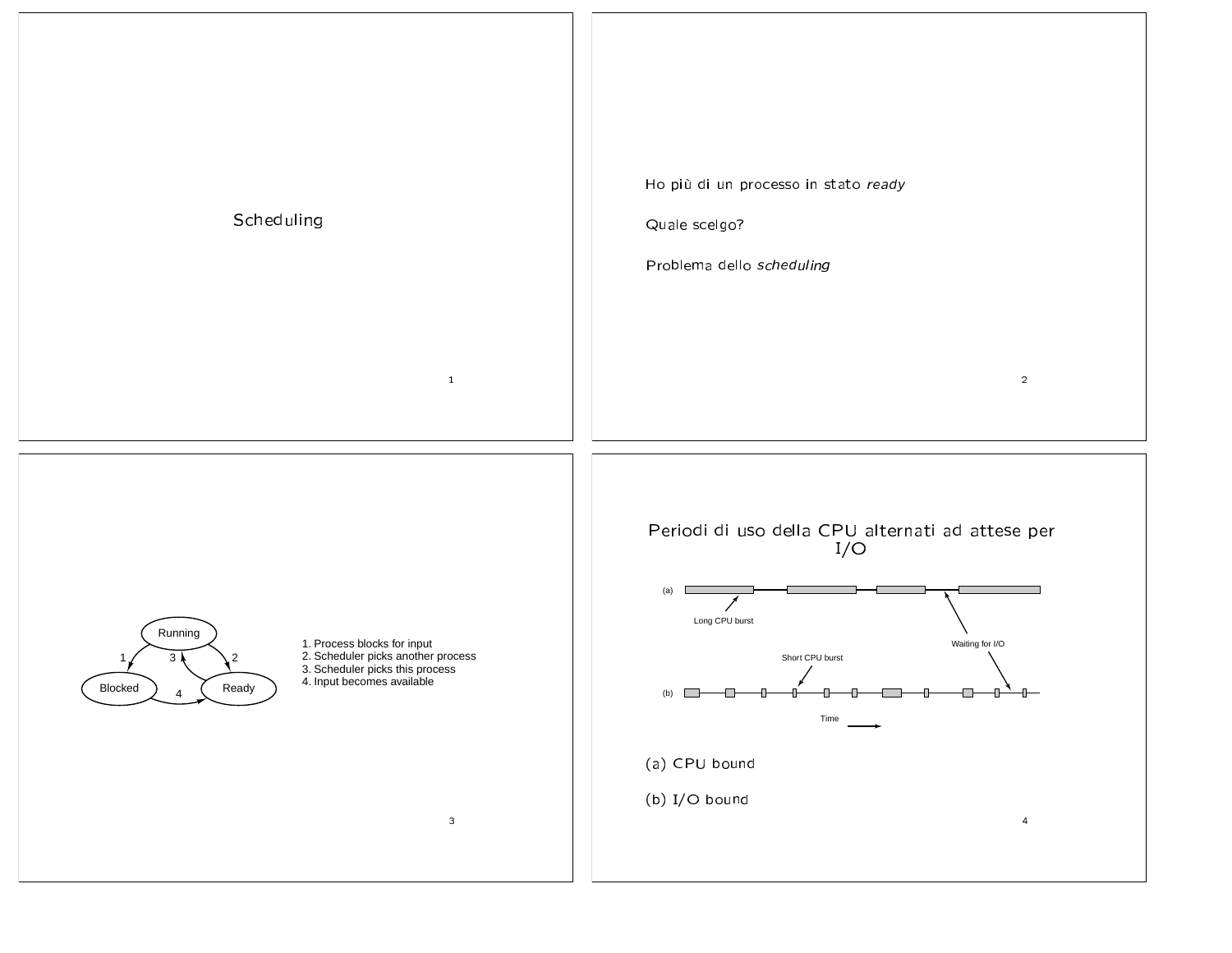# Scheduling

Ho più di un processo in stato *ready*

Quale scelgo?

Problema dello *scheduling*

Running

1 3 2

Blocked 4 Ready

1. Process blocks for input
2. Scheduler picks another process
3. Scheduler picks this process
4. Input becomes available

## Periodi di uso della CPU alternati ad attese per I/O

(a) Long CPU burst

Waiting for I/O

Short CPU burst

(b)

Time

(a) CPU bound

(b) I/O bound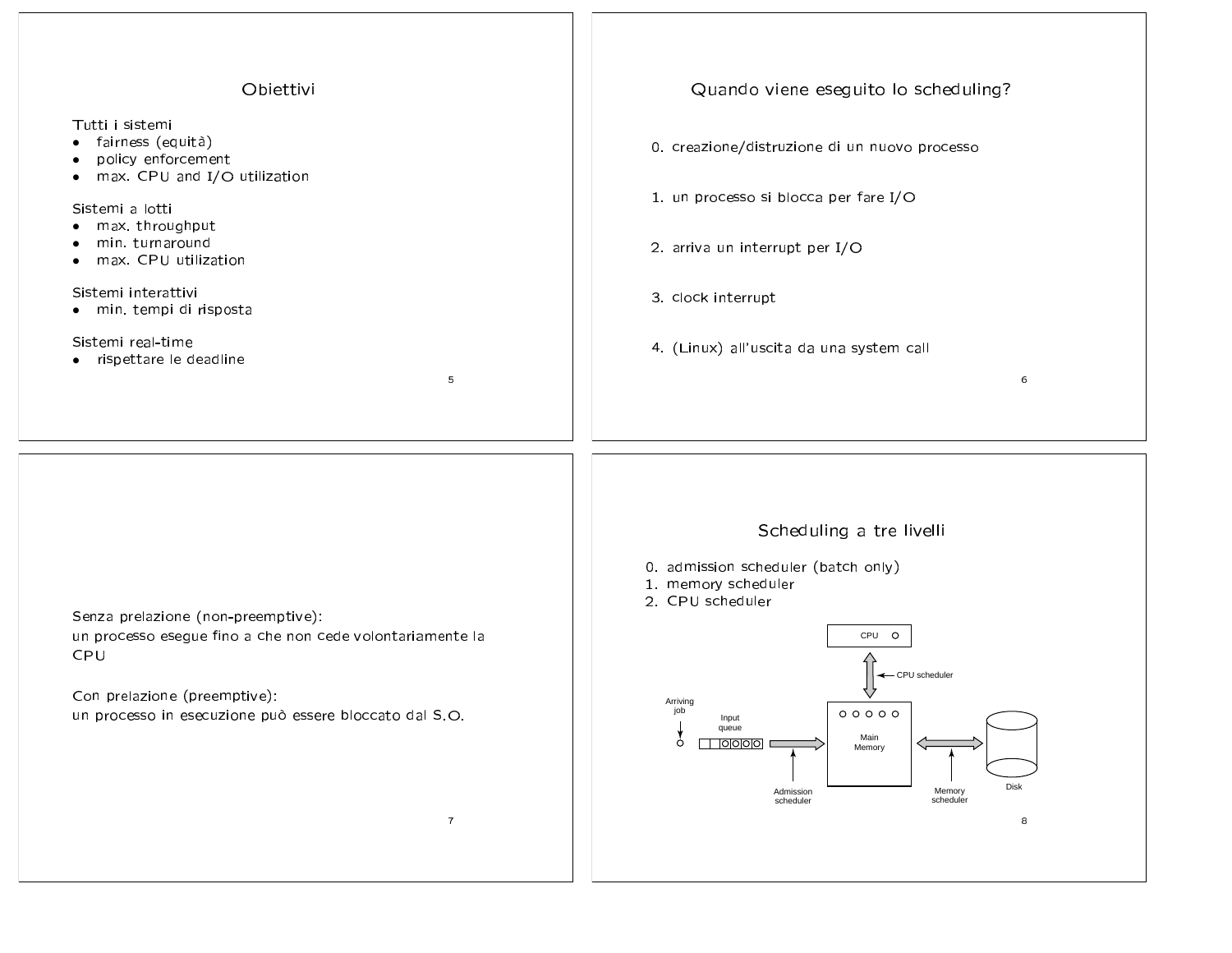## Obiettivi

Tutti i sistemi
- fairness (equità)
- policy enforcement
- max. CPU and I/O utilization

Sistemi a lotti
- max. throughput
- min. turnaround
- max. CPU utilization

Sistemi interattivi
- min. tempi di risposta

Sistemi real-time
- rispettare le deadline

## Quando viene eseguito lo scheduling?

0. creazione/distruzione di un nuovo processo

1. un processo si blocca per fare I/O

2. arriva un interrupt per I/O

3. clock interrupt

4. (Linux) all'uscita da una system call

Senza prelazione (non-preemptive):
un processo esegue fino a che non cede volontariamente la CPU

Con prelazione (preemptive):
un processo in esecuzione può essere bloccato dal S.O.

## Scheduling a tre livelli

0. admission scheduler (batch only)
1. memory scheduler
2. CPU scheduler

CPU — CPU scheduler — Arriving job — Input queue — Main Memory — Admission scheduler — Memory scheduler — Disk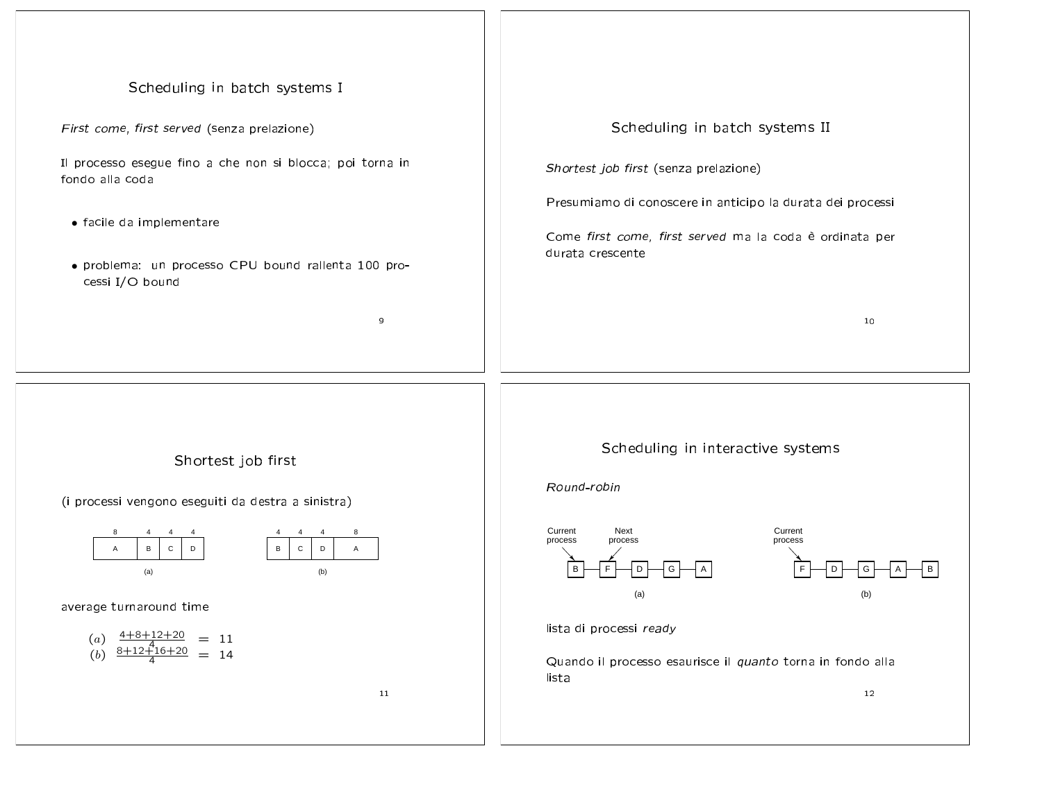## Scheduling in batch systems I

*First come, first served* (senza prelazione)

Il processo esegue fino a che non si blocca; poi torna in fondo alla coda

- facile da implementare
- problema: un processo CPU bound rallenta 100 processi I/O bound

## Scheduling in batch systems II

*Shortest job first* (senza prelazione)

Presumiamo di conoscere in anticipo la durata dei processi

Come *first come, first served* ma la coda è ordinata per durata crescente

## Shortest job first

(i processi vengono eseguiti da destra a sinistra)

| 8 | 4 | 4 | 4 |
|---|---|---|---|
| A | B | C | D |

(a)

| 4 | 4 | 4 | 8 |
|---|---|---|---|
| B | C | D | A |

(b)

average turnaround time

$$(a) \quad \frac{4+8+12+20}{4} = 11$$
$$(b) \quad \frac{8+12+16+20}{4} = 14$$

## Scheduling in interactive systems

*Round-robin*

(a) Current process: B, Next process: F — B — F — D — G — A

(b) Current process: F — F — D — G — A — B

lista di processi *ready*

Quando il processo esaurisce il *quanto* torna in fondo alla lista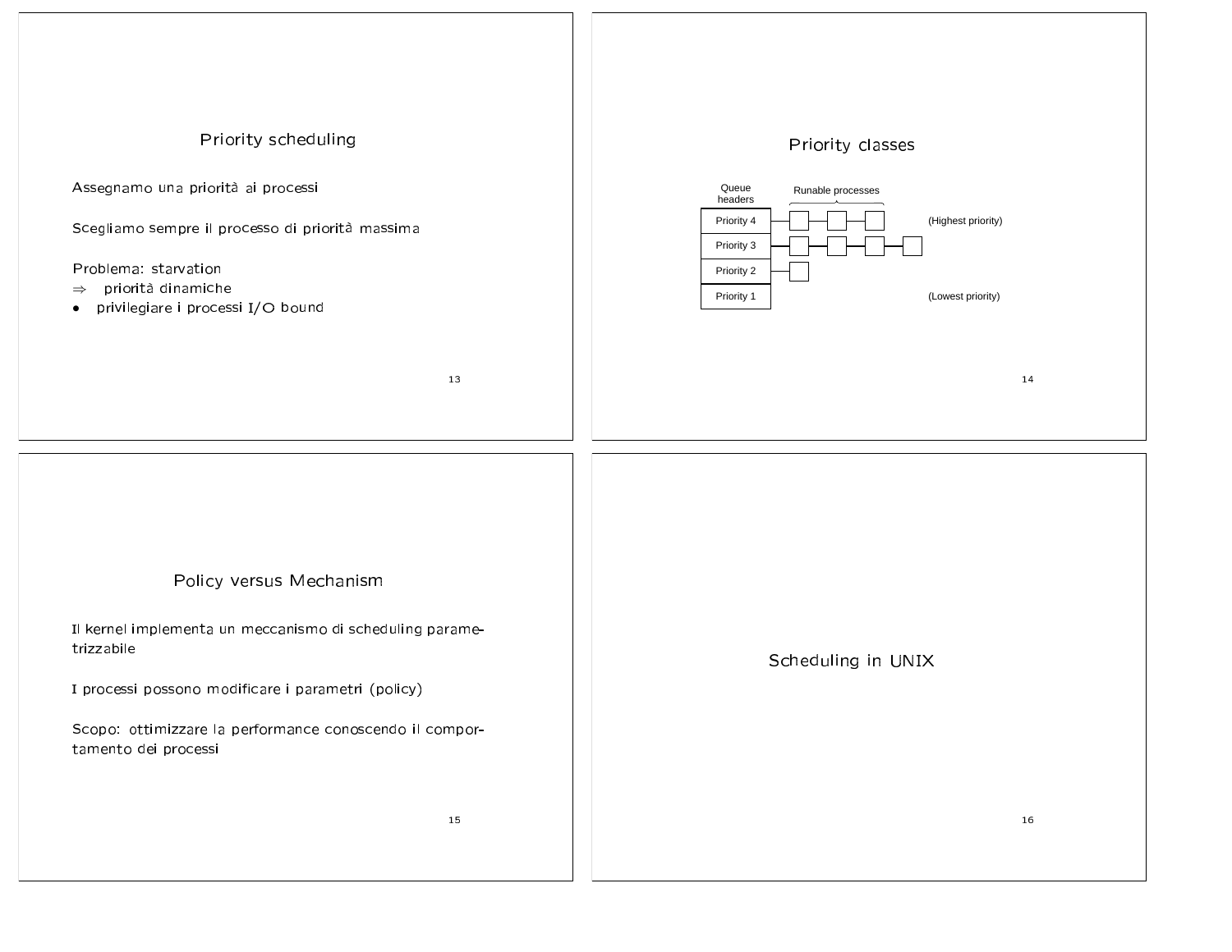## Priority scheduling

Assegnamo una priorità ai processi

Scegliamo sempre il processo di priorità massima

Problema: starvation

$\Rightarrow$ priorità dinamiche

- privilegiare i processi I/O bound

## Priority classes

| Queue headers | Runable processes | |
|---|---|---|
| Priority 4 | □—□—□ | (Highest priority) |
| Priority 3 | □—□—□—□ | |
| Priority 2 | □ | |
| Priority 1 | | (Lowest priority) |

## Policy versus Mechanism

Il kernel implementa un meccanismo di scheduling parametrizzabile

I processi possono modificare i parametri (policy)

Scopo: ottimizzare la performance conoscendo il comportamento dei processi

## Scheduling in UNIX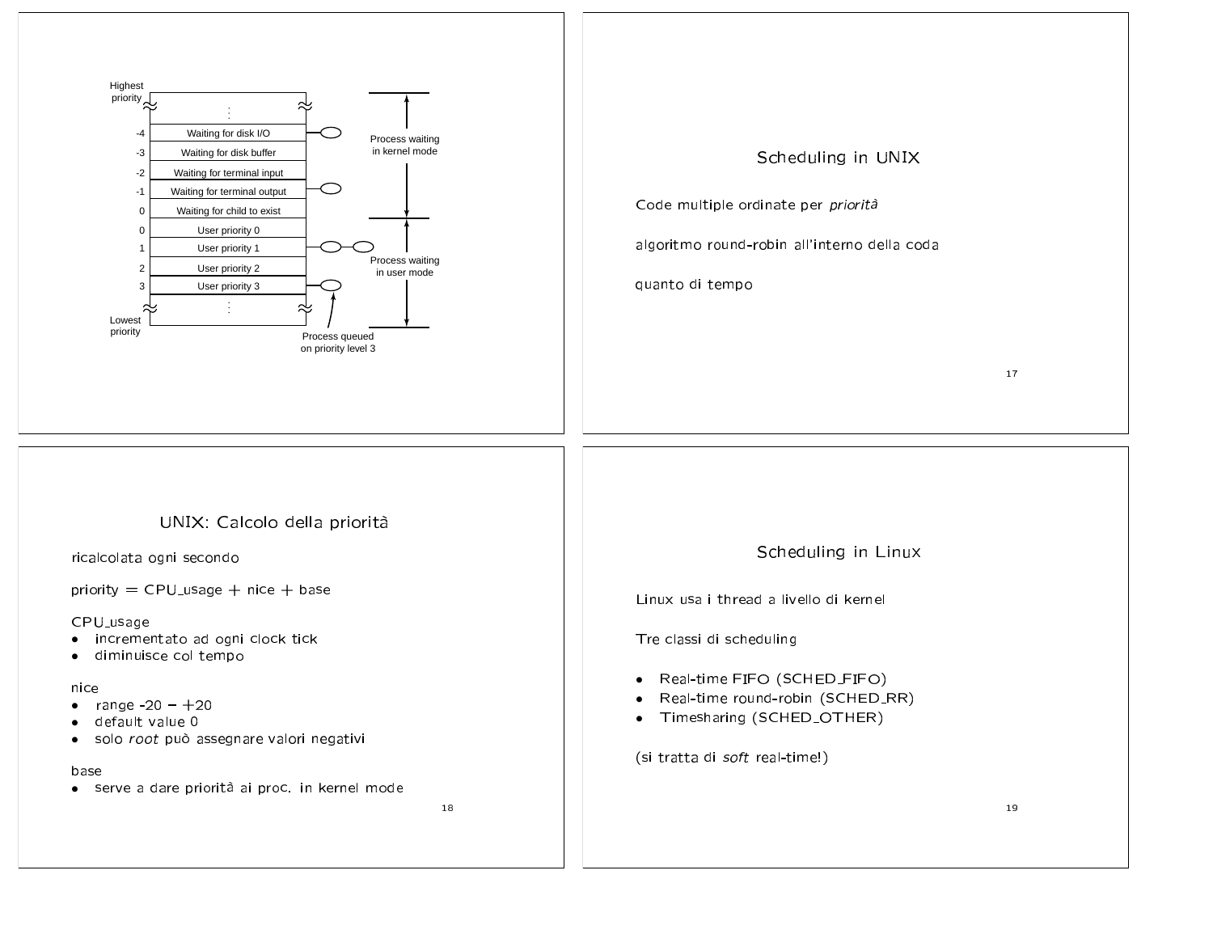| Priority | Queue |
|---|---|
| Highest priority | ⋮ |
| -4 | Waiting for disk I/O |
| -3 | Waiting for disk buffer |
| -2 | Waiting for terminal input |
| -1 | Waiting for terminal output |
| 0 | Waiting for child to exist |
| 0 | User priority 0 |
| 1 | User priority 1 |
| 2 | User priority 2 |
| 3 | User priority 3 |
| Lowest priority | ⋮ |

Process waiting in kernel mode

Process waiting in user mode

Process queued on priority level 3

## Scheduling in UNIX

Code multiple ordinate per *priorità*

algoritmo round-robin all'interno della coda

quanto di tempo

## UNIX: Calcolo della priorità

ricalcolata ogni secondo

priority = CPU_usage + nice + base

CPU_usage

- incrementato ad ogni clock tick
- diminuisce col tempo

nice

- range -20 – +20
- default value 0
- solo *root* può assegnare valori negativi

base

- serve a dare priorità ai proc. in kernel mode

## Scheduling in Linux

Linux usa i thread a livello di kernel

Tre classi di scheduling

- Real-time FIFO (SCHED_FIFO)
- Real-time round-robin (SCHED_RR)
- Timesharing (SCHED_OTHER)

(si tratta di *soft* real-time!)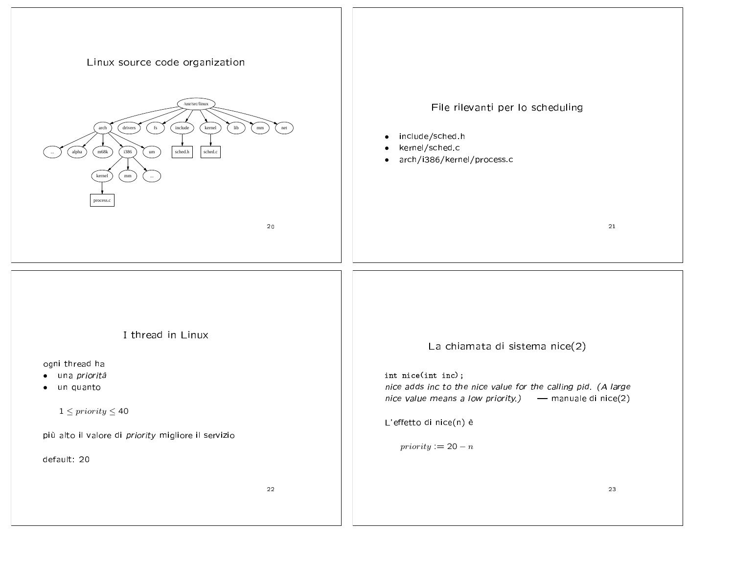## Linux source code organization

```
/usr/src/linux
├── arch
│   ├── ...
│   ├── alpha
│   ├── m68k
│   ├── i386
│   │   ├── kernel
│   │   │   └── process.c
│   │   ├── mm
│   │   └── ...
│   └── um
├── drivers
├── fs
├── include
│   └── sched.h
├── kernel
│   └── sched.c
├── lib
├── mm
└── net
```

## File rilevanti per lo scheduling

- include/sched.h
- kernel/sched.c
- arch/i386/kernel/process.c

## I thread in Linux

ogni thread ha

- una *priorità*
- un quanto

$$1 \leq priority \leq 40$$

più alto il valore di *priority* migliore il servizio

default: 20

## La chiamata di sistema nice(2)

`int nice(int inc);`

*nice adds inc to the nice value for the calling pid. (A large nice value means a low priority.)* — manuale di nice(2)

L'effetto di nice(n) è

$$priority := 20 - n$$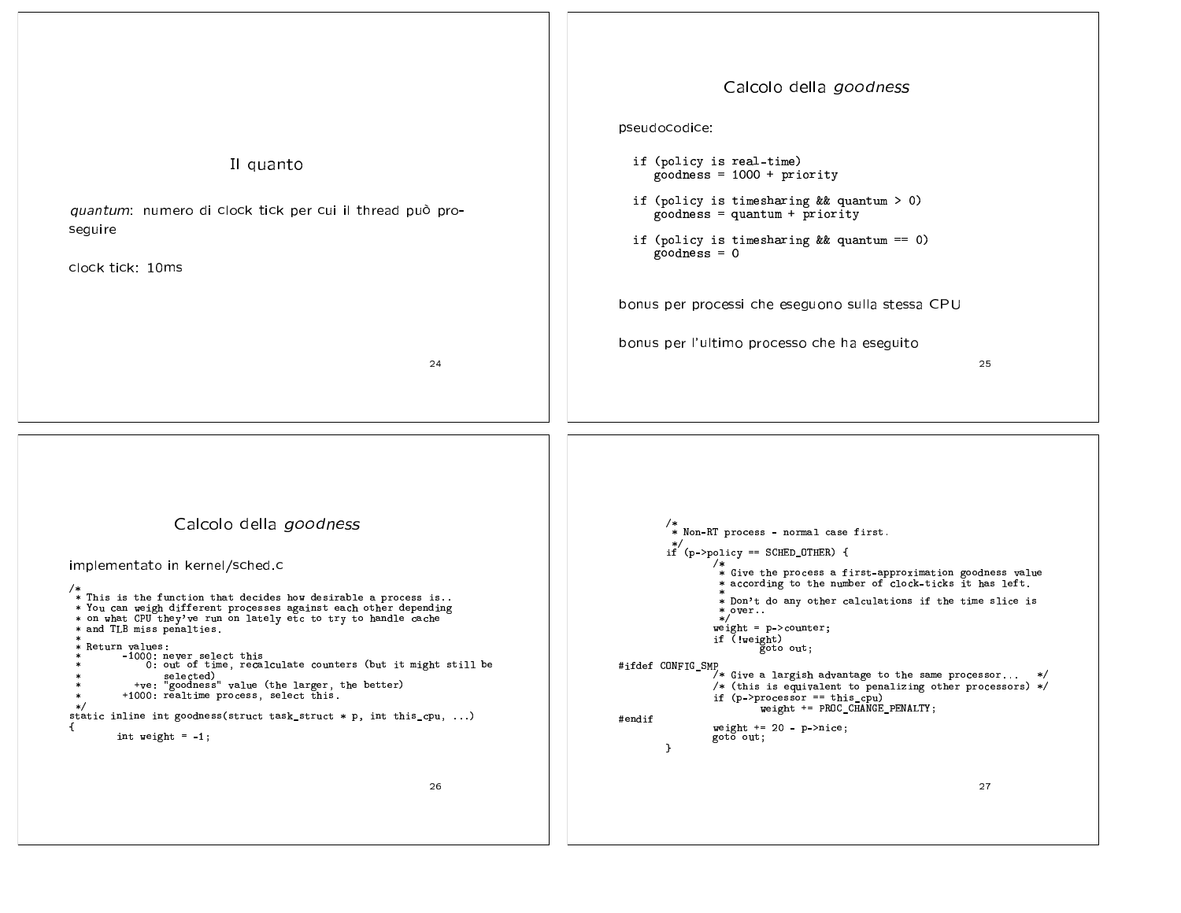## Il quanto

*quantum*: numero di clock tick per cui il thread può proseguire

clock tick: 10ms

## Calcolo della *goodness*

pseudocodice:

```
if (policy is real-time)
   goodness = 1000 + priority

if (policy is timesharing && quantum > 0)
   goodness = quantum + priority

if (policy is timesharing && quantum == 0)
   goodness = 0
```

bonus per processi che eseguono sulla stessa CPU

bonus per l'ultimo processo che ha eseguito

## Calcolo della *goodness*

implementato in kernel/sched.c

```
/*
 * This is the function that decides how desirable a process is..
 * You can weigh different processes against each other depending
 * on what CPU they've run on lately etc to try to handle cache
 * and TLB miss penalties.
 *
 * Return values:
 *       -1000: never select this
 *           0: out of time, recalculate counters (but it might still be
 *              selected)
 *         +ve: "goodness" value (the larger, the better)
 *       +1000: realtime process, select this.
 */
static inline int goodness(struct task_struct * p, int this_cpu, ...)
{
        int weight = -1;
```

```
        /*
         * Non-RT process - normal case first.
         */
        if (p->policy == SCHED_OTHER) {
                /*
                 * Give the process a first-approximation goodness value
                 * according to the number of clock-ticks it has left.
                 *
                 * Don't do any other calculations if the time slice is
                 * over..
                 */
                weight = p->counter;
                if (!weight)
                        goto out;

#ifdef CONFIG_SMP
                /* Give a largish advantage to the same processor...   */
                /* (this is equivalent to penalizing other processors) */
                if (p->processor == this_cpu)
                        weight += PROC_CHANGE_PENALTY;
#endif
                weight += 20 - p->nice;
                goto out;
        }
```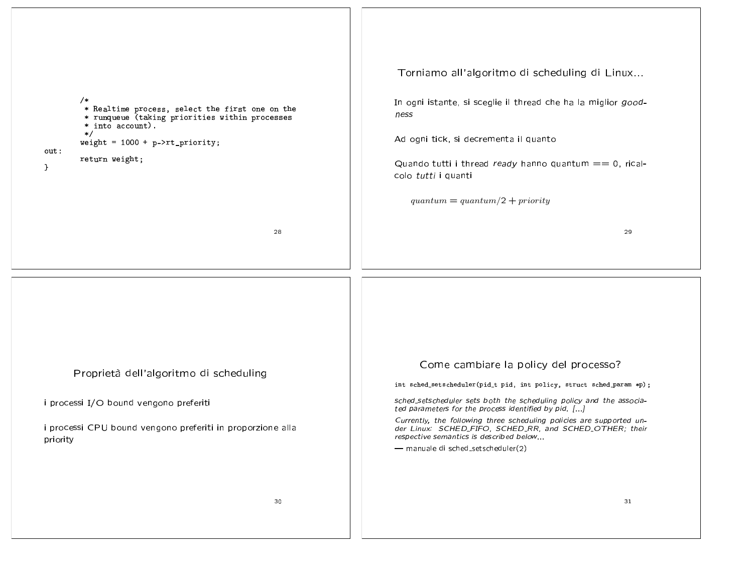```
        /*
         * Realtime process, select the first one on the
         * runqueue (taking priorities within processes
         * into account).
         */
        weight = 1000 + p->rt_priority;
out:
        return weight;
}
```

## Torniamo all'algoritmo di scheduling di Linux...

In ogni istante, si sceglie il thread che ha la miglior *goodness*

Ad ogni tick, si decrementa il quanto

Quando tutti i thread *ready* hanno quantum == 0, ricalcolo *tutti* i quanti

$$quantum = quantum/2 + priority$$

## Proprietà dell'algoritmo di scheduling

i processi I/O bound vengono preferiti

i processi CPU bound vengono preferiti in proporzione alla priority

## Come cambiare la policy del processo?

```
int sched_setscheduler(pid_t pid, int policy, struct sched_param *p);
```

*sched_setscheduler sets both the scheduling policy and the associated parameters for the process identified by pid. [...]*

*Currently, the following three scheduling policies are supported under Linux: SCHED_FIFO, SCHED_RR, and SCHED_OTHER; their respective semantics is described below...*

— manuale di sched_setscheduler(2)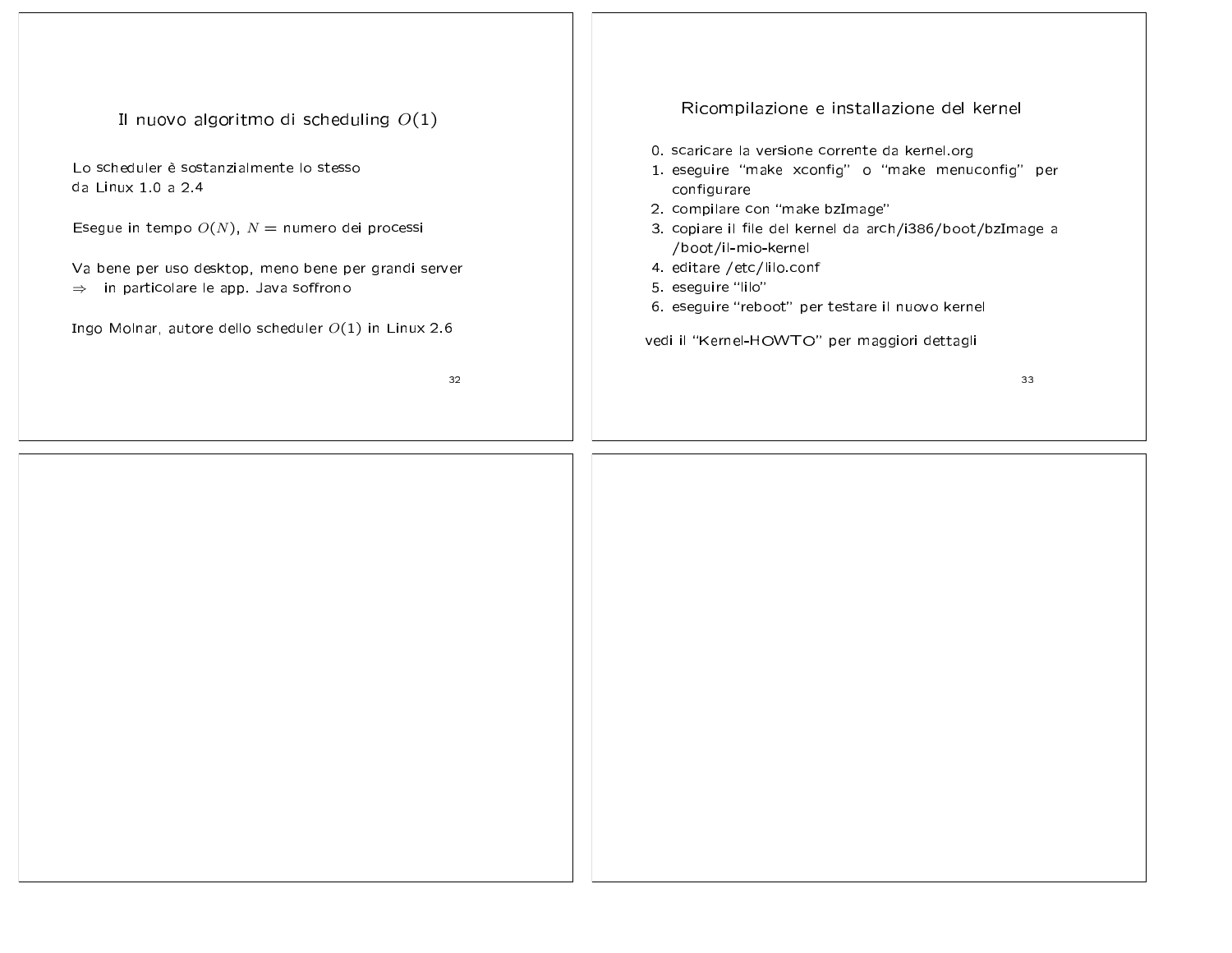## Il nuovo algoritmo di scheduling $O(1)$

Lo scheduler è sostanzialmente lo stesso
da Linux 1.0 a 2.4

Esegue in tempo $O(N)$, $N =$ numero dei processi

Va bene per uso desktop, meno bene per grandi server
$\Rightarrow$ in particolare le app. Java soffrono

Ingo Molnar, autore dello scheduler $O(1)$ in Linux 2.6

## Ricompilazione e installazione del kernel

0. scaricare la versione corrente da kernel.org
1. eseguire “make xconfig” o “make menuconfig” per configurare
2. compilare con “make bzImage”
3. copiare il file del kernel da arch/i386/boot/bzImage a /boot/il-mio-kernel
4. editare /etc/lilo.conf
5. eseguire “lilo”
6. eseguire “reboot” per testare il nuovo kernel

vedi il “Kernel-HOWTO” per maggiori dettagli